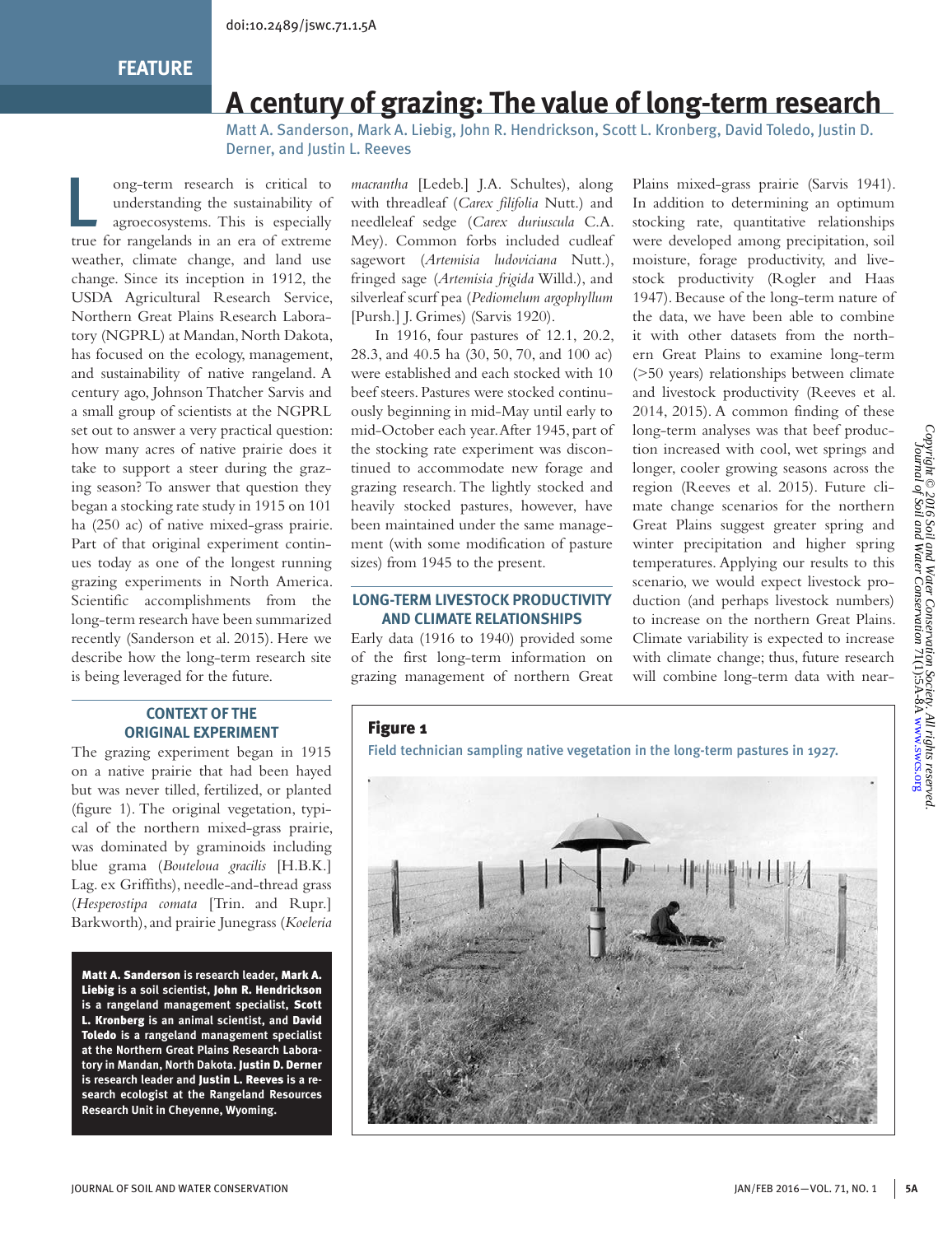doi:10.2489/jswc.71.1.5A

FEATURE

# A century of grazing: The value of long-term research

Matt A. Sanderson, Mark A. Liebig, John R. Hendrickson, Scott L. Kronberg, David Toledo, Justin D. Derner, and Justin L. Reeves

Long-term research is critical to understanding the sustainability of agroecosystems. This is especially true for rangelands in an era of extreme weather, climate change, and land use change. Since its inception in 1912, the USDA Agricultural Research Service, Northern Great Plains Research Laboratory (NGPRL) at Mandan, North Dakota, has focused on the ecology, management, and sustainability of native rangeland. A century ago, Johnson Thatcher Sarvis and a small group of scientists at the NGPRL set out to answer a very practical question: how many acres of native prairie does it take to support a steer during the grazing season? To answer that question they began a stocking rate study in 1915 on 101 ha (250 ac) of native mixed-grass prairie. Part of that original experiment continues today as one of the longest running grazing experiments in North America. Scientific accomplishments from the long-term research have been summarized recently (Sanderson et al. 2015). Here we describe how the long-term research site is being leveraged for the future.

## CONTEXT OF THE ORIGINAL EXPERIMENT

The grazing experiment began in 1915 on a native prairie that had been hayed but was never tilled, fertilized, or planted (figure 1). The original vegetation, typical of the northern mixed-grass prairie, was dominated by graminoids including blue grama (*Bouteloua gracilis* [H.B.K.] Lag. ex Griffiths), needle-and-thread grass (*Hesperostipa comata* [Trin. and Rupr.] Barkworth), and prairie Junegrass (*Koeleria macrantha* [Ledeb.] J.A. Schultes), along with threadleaf (*Carex filifolia* Nutt.) and needleleaf sedge (*Carex duriuscula* C.A. Mey). Common forbs included cudleaf sagewort (*Artemisia ludoviciana* Nutt.), fringed sage (*Artemisia frigida* Willd.), and silverleaf scurf pea (*Pediomelum argophyllum* [Pursh.] J. Grimes) (Sarvis 1920).

In 1916, four pastures of 12.1, 20.2, 28.3, and 40.5 ha (30, 50, 70, and 100 ac) were established and each stocked with 10 beef steers. Pastures were stocked continuously beginning in mid-May until early to mid-October each year. After 1945, part of the stocking rate experiment was discontinued to accommodate new forage and grazing research. The lightly stocked and heavily stocked pastures, however, have been maintained under the same management (with some modification of pasture sizes) from 1945 to the present.

## LONG-TERM LIVESTOCK PRODUCTIVITY AND CLIMATE RELATIONSHIPS

Early data (1916 to 1940) provided some of the first long-term information on grazing management of northern Great Plains mixed-grass prairie (Sarvis 1941). In addition to determining an optimum stocking rate, quantitative relationships were developed among precipitation, soil moisture, forage productivity, and livestock productivity (Rogler and Haas 1947). Because of the long-term nature of the data, we have been able to combine it with other datasets from the northern Great Plains to examine long-term (>50 years) relationships between climate and livestock productivity (Reeves et al. 2014, 2015). A common finding of these long-term analyses was that beef production increased with cool, wet springs and longer, cooler growing seasons across the region (Reeves et al. 2015). Future climate change scenarios for the northern Great Plains suggest greater spring and winter precipitation and higher spring temperatures. Applying our results to this scenario, we would expect livestock production (and perhaps livestock numbers) to increase on the northern Great Plains. Climate variability is expected to increase with climate change; thus, future research will combine long-term data with near-

**Figure 1**

Field technician sampling native vegetation in the long-term pastures in 1927.

**Matt A. Sanderson** is research leader, **Mark A. Liebig** is a soil scientist, **John R. Hendrickson** is a rangeland management specialist, **Scott L. Kronberg** is an animal scientist, and **David Toledo** is a rangeland management specialist at the Northern Great Plains Research Laboratory in Mandan, North Dakota. **Justin D. Derner** is research leader and **Justin L. Reeves** is a research ecologist at the Rangeland Resources Research Unit in Cheyenne, Wyoming.

*Copyright © 2016 Soil and Water Conservation Society. All rights reserved. Journal of Soil and Water Conservation 71(1):5A-8A www.swcs.org*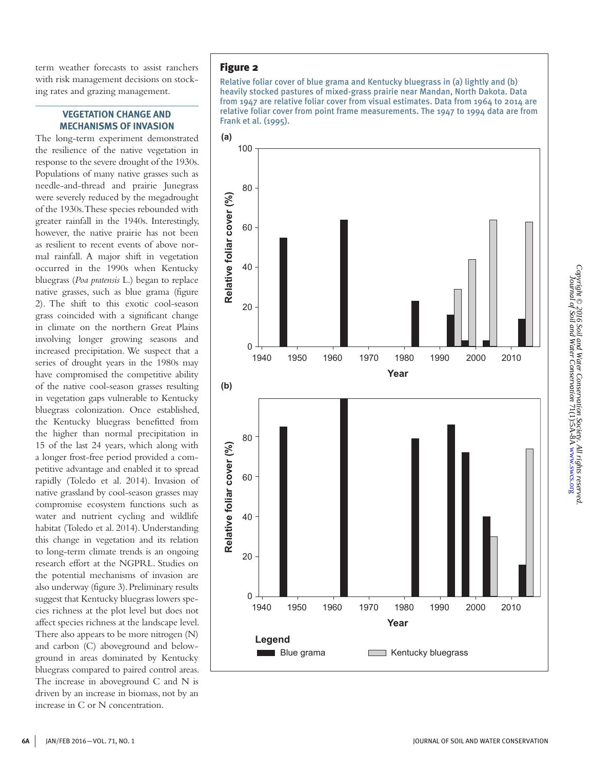term weather forecasts to assist ranchers with risk management decisions on stocking rates and grazing management.

## VEGETATION CHANGE AND MECHANISMS OF INVASION

The long-term experiment demonstrated the resilience of the native vegetation in response to the severe drought of the 1930s. Populations of many native grasses such as needle-and-thread and prairie Junegrass were severely reduced by the megadrought of the 1930s. These species rebounded with greater rainfall in the 1940s. Interestingly, however, the native prairie has not been as resilient to recent events of above normal rainfall. A major shift in vegetation occurred in the 1990s when Kentucky bluegrass (*Poa pratensis* L.) began to replace native grasses, such as blue grama (figure 2). The shift to this exotic cool-season grass coincided with a significant change in climate on the northern Great Plains involving longer growing seasons and increased precipitation. We suspect that a series of drought years in the 1980s may have compromised the competitive ability of the native cool-season grasses resulting in vegetation gaps vulnerable to Kentucky bluegrass colonization. Once established, the Kentucky bluegrass benefitted from the higher than normal precipitation in 15 of the last 24 years, which along with a longer frost-free period provided a competitive advantage and enabled it to spread rapidly (Toledo et al. 2014). Invasion of native grassland by cool-season grasses may compromise ecosystem functions such as water and nutrient cycling and wildlife habitat (Toledo et al. 2014). Understanding this change in vegetation and its relation to long-term climate trends is an ongoing research effort at the NGPRL. Studies on the potential mechanisms of invasion are also underway (figure 3). Preliminary results suggest that Kentucky bluegrass lowers species richness at the plot level but does not affect species richness at the landscape level. There also appears to be more nitrogen (N) and carbon (C) aboveground and belowground in areas dominated by Kentucky bluegrass compared to paired control areas. The increase in aboveground C and N is driven by an increase in biomass, not by an increase in C or N concentration.

**Figure 2**

Relative foliar cover of blue grama and Kentucky bluegrass in (a) lightly and (b) heavily stocked pastures of mixed-grass prairie near Mandan, North Dakota. Data from 1947 are relative foliar cover from visual estimates. Data from 1964 to 2014 are relative foliar cover from point frame measurements. The 1947 to 1994 data are from Frank et al. (1995).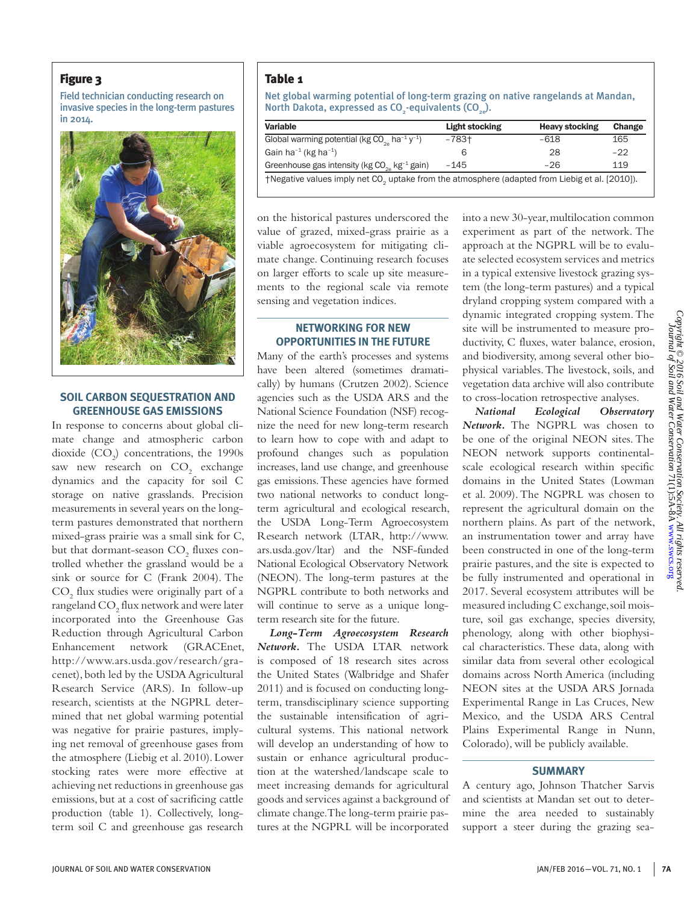## Figure 3

Field technician conducting research on invasive species in the long-term pastures in 2014.

## Table 1

Net global warming potential of long-term grazing on native rangelands at Mandan, North Dakota, expressed as $CO_2$-equivalents ($CO_{2e}$).

| Variable | Light stocking | Heavy stocking | Change |
|---|---|---|---|
| Global warming potential (kg $CO_{2e}$ $ha^{-1}$ $y^{-1}$) | −783† | −618 | 165 |
| Gain $ha^{-1}$ (kg $ha^{-1}$) | 6 | 28 | −22 |
| Greenhouse gas intensity (kg $CO_{2e}$ $kg^{-1}$ gain) | −145 | −26 | 119 |

†Negative values imply net $CO_2$ uptake from the atmosphere (adapted from Liebig et al. [2010]).

## SOIL CARBON SEQUESTRATION AND GREENHOUSE GAS EMISSIONS

In response to concerns about global climate change and atmospheric carbon dioxide ($CO_2$) concentrations, the 1990s saw new research on $CO_2$ exchange dynamics and the capacity for soil C storage on native grasslands. Precision measurements in several years on the long-term pastures demonstrated that northern mixed-grass prairie was a small sink for C, but that dormant-season $CO_2$ fluxes controlled whether the grassland would be a sink or source for C (Frank 2004). The $CO_2$ flux studies were originally part of a rangeland $CO_2$ flux network and were later incorporated into the Greenhouse Gas Reduction through Agricultural Carbon Enhancement network (GRACEnet, http://www.ars.usda.gov/research/gracenet), both led by the USDA Agricultural Research Service (ARS). In follow-up research, scientists at the NGPRL determined that net global warming potential was negative for prairie pastures, implying net removal of greenhouse gases from the atmosphere (Liebig et al. 2010). Lower stocking rates were more effective at achieving net reductions in greenhouse gas emissions, but at a cost of sacrificing cattle production (table 1). Collectively, long-term soil C and greenhouse gas research on the historical pastures underscored the value of grazed, mixed-grass prairie as a viable agroecosystem for mitigating climate change. Continuing research focuses on larger efforts to scale up site measurements to the regional scale via remote sensing and vegetation indices.

## NETWORKING FOR NEW OPPORTUNITIES IN THE FUTURE

Many of the earth's processes and systems have been altered (sometimes dramatically) by humans (Crutzen 2002). Science agencies such as the USDA ARS and the National Science Foundation (NSF) recognize the need for new long-term research to learn how to cope with and adapt to profound changes such as population increases, land use change, and greenhouse gas emissions. These agencies have formed two national networks to conduct long-term agricultural and ecological research, the USDA Long-Term Agroecosystem Research network (LTAR, http://www.ars.usda.gov/ltar) and the NSF-funded National Ecological Observatory Network (NEON). The long-term pastures at the NGPRL contribute to both networks and will continue to serve as a unique long-term research site for the future.

***Long-Term Agroecosystem Research Network.*** The USDA LTAR network is composed of 18 research sites across the United States (Walbridge and Shafer 2011) and is focused on conducting long-term, transdisciplinary science supporting the sustainable intensification of agricultural systems. This national network will develop an understanding of how to sustain or enhance agricultural production at the watershed/landscape scale to meet increasing demands for agricultural goods and services against a background of climate change. The long-term prairie pastures at the NGPRL will be incorporated into a new 30-year, multilocation common experiment as part of the network. The approach at the NGPRL will be to evaluate selected ecosystem services and metrics in a typical extensive livestock grazing system (the long-term pastures) and a typical dryland cropping system compared with a dynamic integrated cropping system. The site will be instrumented to measure productivity, C fluxes, water balance, erosion, and biodiversity, among several other biophysical variables. The livestock, soils, and vegetation data archive will also contribute to cross-location retrospective analyses.

***National Ecological Observatory Network.*** The NGPRL was chosen to be one of the original NEON sites. The NEON network supports continental-scale ecological research within specific domains in the United States (Lowman et al. 2009). The NGPRL was chosen to represent the agricultural domain on the northern plains. As part of the network, an instrumentation tower and array have been constructed in one of the long-term prairie pastures, and the site is expected to be fully instrumented and operational in 2017. Several ecosystem attributes will be measured including C exchange, soil moisture, soil gas exchange, species diversity, phenology, along with other biophysical characteristics. These data, along with similar data from several other ecological domains across North America (including NEON sites at the USDA ARS Jornada Experimental Range in Las Cruces, New Mexico, and the USDA ARS Central Plains Experimental Range in Nunn, Colorado), will be publicly available.

## SUMMARY

A century ago, Johnson Thatcher Sarvis and scientists at Mandan set out to determine the area needed to sustainably support a steer during the grazing sea-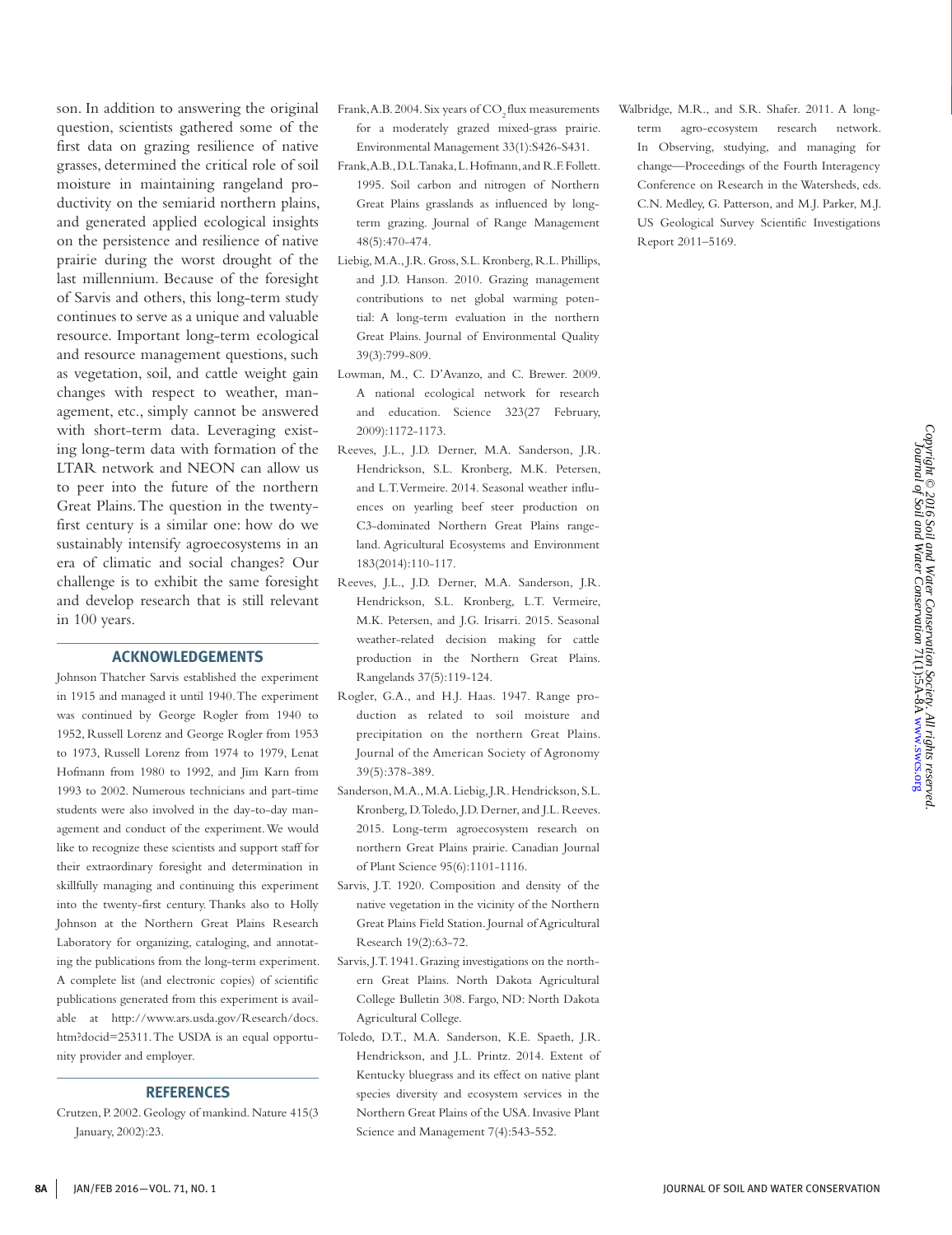son. In addition to answering the original question, scientists gathered some of the first data on grazing resilience of native grasses, determined the critical role of soil moisture in maintaining rangeland productivity on the semiarid northern plains, and generated applied ecological insights on the persistence and resilience of native prairie during the worst drought of the last millennium. Because of the foresight of Sarvis and others, this long-term study continues to serve as a unique and valuable resource. Important long-term ecological and resource management questions, such as vegetation, soil, and cattle weight gain changes with respect to weather, management, etc., simply cannot be answered with short-term data. Leveraging existing long-term data with formation of the LTAR network and NEON can allow us to peer into the future of the northern Great Plains. The question in the twenty-first century is a similar one: how do we sustainably intensify agroecosystems in an era of climatic and social changes? Our challenge is to exhibit the same foresight and develop research that is still relevant in 100 years.

## ACKNOWLEDGEMENTS

Johnson Thatcher Sarvis established the experiment in 1915 and managed it until 1940. The experiment was continued by George Rogler from 1940 to 1952, Russell Lorenz and George Rogler from 1953 to 1973, Russell Lorenz from 1974 to 1979, Lenat Hofmann from 1980 to 1992, and Jim Karn from 1993 to 2002. Numerous technicians and part-time students were also involved in the day-to-day management and conduct of the experiment. We would like to recognize these scientists and support staff for their extraordinary foresight and determination in skillfully managing and continuing this experiment into the twenty-first century. Thanks also to Holly Johnson at the Northern Great Plains Research Laboratory for organizing, cataloging, and annotating the publications from the long-term experiment. A complete list (and electronic copies) of scientific publications generated from this experiment is available at http://www.ars.usda.gov/Research/docs.htm?docid=25311. The USDA is an equal opportunity provider and employer.

## REFERENCES

Crutzen, P. 2002. Geology of mankind. Nature 415(3 January, 2002):23.

Frank, A.B. 2004. Six years of $CO_2$ flux measurements for a moderately grazed mixed-grass prairie. Environmental Management 33(1):S426-S431.

Frank, A.B., D.L. Tanaka, L. Hofmann, and R.F. Follett. 1995. Soil carbon and nitrogen of Northern Great Plains grasslands as influenced by long-term grazing. Journal of Range Management 48(5):470-474.

Liebig, M.A., J.R. Gross, S.L. Kronberg, R.L. Phillips, and J.D. Hanson. 2010. Grazing management contributions to net global warming potential: A long-term evaluation in the northern Great Plains. Journal of Environmental Quality 39(3):799-809.

Lowman, M., C. D'Avanzo, and C. Brewer. 2009. A national ecological network for research and education. Science 323(27 February, 2009):1172-1173.

Reeves, J.L., J.D. Derner, M.A. Sanderson, J.R. Hendrickson, S.L. Kronberg, M.K. Petersen, and L.T. Vermeire. 2014. Seasonal weather influences on yearling beef steer production on C3-dominated Northern Great Plains rangeland. Agricultural Ecosystems and Environment 183(2014):110-117.

Reeves, J.L., J.D. Derner, M.A. Sanderson, J.R. Hendrickson, S.L. Kronberg, L.T. Vermeire, M.K. Petersen, and J.G. Irisarri. 2015. Seasonal weather-related decision making for cattle production in the Northern Great Plains. Rangelands 37(5):119-124.

Rogler, G.A., and H.J. Haas. 1947. Range production as related to soil moisture and precipitation on the northern Great Plains. Journal of the American Society of Agronomy 39(5):378-389.

Sanderson, M.A., M.A. Liebig, J.R. Hendrickson, S.L. Kronberg, D. Toledo, J.D. Derner, and J.L. Reeves. 2015. Long-term agroecosystem research on northern Great Plains prairie. Canadian Journal of Plant Science 95(6):1101-1116.

Sarvis, J.T. 1920. Composition and density of the native vegetation in the vicinity of the Northern Great Plains Field Station. Journal of Agricultural Research 19(2):63-72.

Sarvis, J.T. 1941. Grazing investigations on the northern Great Plains. North Dakota Agricultural College Bulletin 308. Fargo, ND: North Dakota Agricultural College.

Toledo, D.T., M.A. Sanderson, K.E. Spaeth, J.R. Hendrickson, and J.L. Printz. 2014. Extent of Kentucky bluegrass and its effect on native plant species diversity and ecosystem services in the Northern Great Plains of the USA. Invasive Plant Science and Management 7(4):543-552.

Walbridge, M.R., and S.R. Shafer. 2011. A long-term agro-ecosystem research network. In Observing, studying, and managing for change—Proceedings of the Fourth Interagency Conference on Research in the Watersheds, eds. C.N. Medley, G. Patterson, and M.J. Parker, M.J. US Geological Survey Scientific Investigations Report 2011–5169.